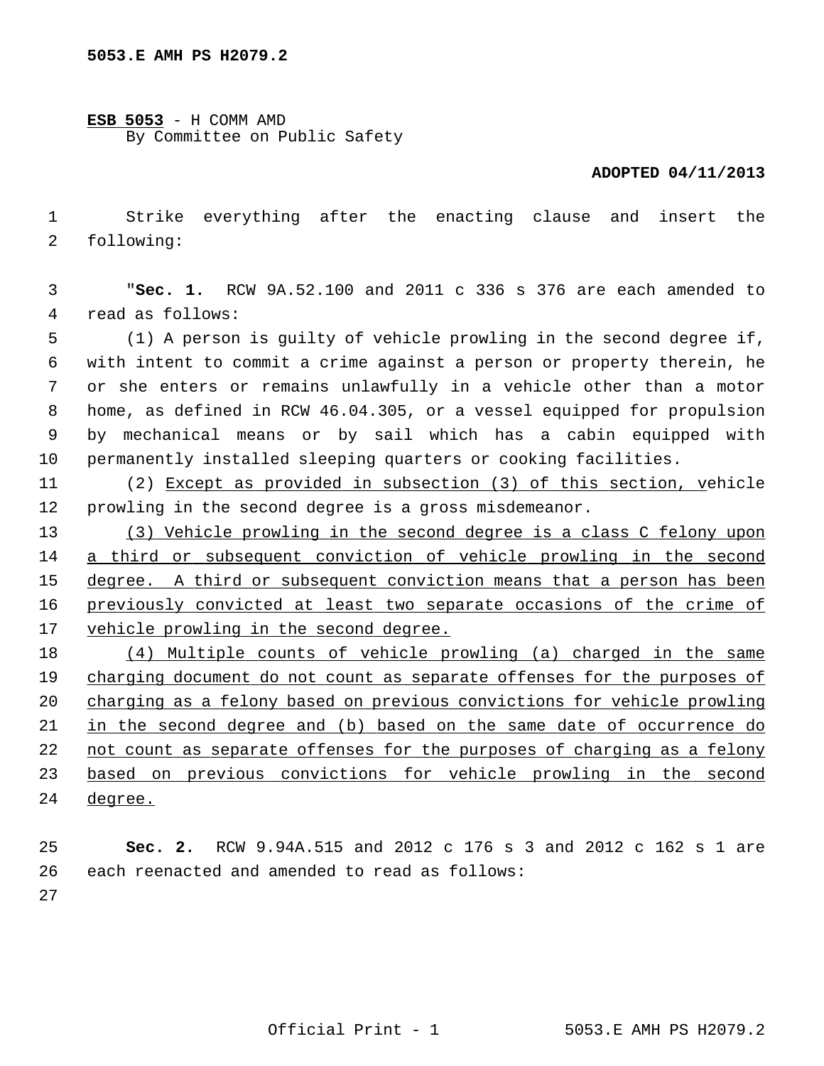**5053.E AMH PS H2079.2**

**ESB 5053** - H COMM AMD
By Committee on Public Safety

**ADOPTED 04/11/2013**

Strike everything after the enacting clause and insert the following:

"**Sec. 1.** RCW 9A.52.100 and 2011 c 336 s 376 are each amended to read as follows:

(1) A person is guilty of vehicle prowling in the second degree if, with intent to commit a crime against a person or property therein, he or she enters or remains unlawfully in a vehicle other than a motor home, as defined in RCW 46.04.305, or a vessel equipped for propulsion by mechanical means or by sail which has a cabin equipped with permanently installed sleeping quarters or cooking facilities.

(2) <u>Except as provided in subsection (3) of this section, v</u>ehicle prowling in the second degree is a gross misdemeanor.

<u>(3) Vehicle prowling in the second degree is a class C felony upon a third or subsequent conviction of vehicle prowling in the second degree. A third or subsequent conviction means that a person has been previously convicted at least two separate occasions of the crime of vehicle prowling in the second degree.</u>

<u>(4) Multiple counts of vehicle prowling (a) charged in the same charging document do not count as separate offenses for the purposes of charging as a felony based on previous convictions for vehicle prowling in the second degree and (b) based on the same date of occurrence do not count as separate offenses for the purposes of charging as a felony based on previous convictions for vehicle prowling in the second degree.</u>

**Sec. 2.** RCW 9.94A.515 and 2012 c 176 s 3 and 2012 c 162 s 1 are each reenacted and amended to read as follows: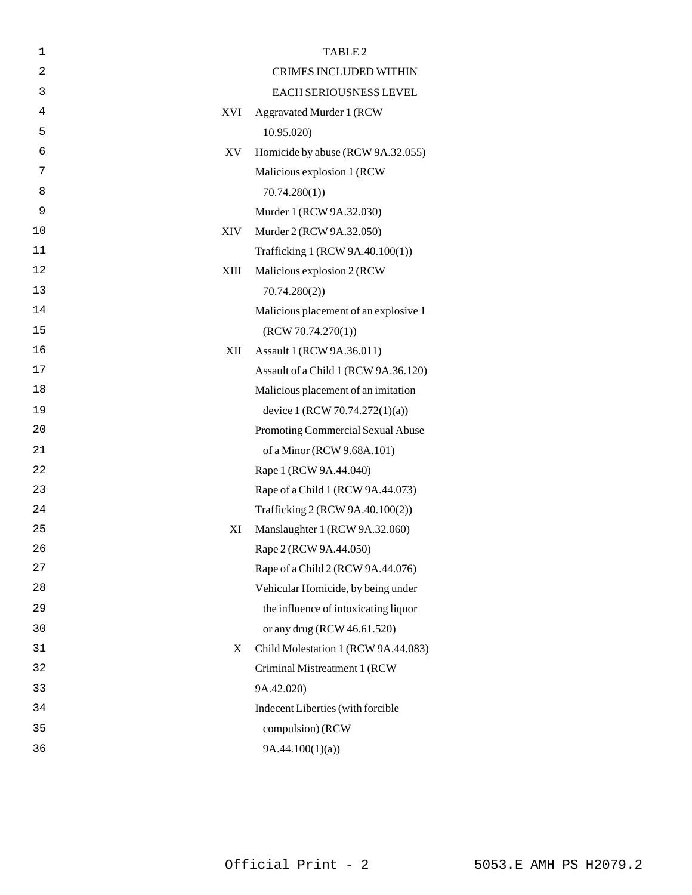TABLE 2

CRIMES INCLUDED WITHIN EACH SERIOUSNESS LEVEL

| | |
|---|---|
| XVI | Aggravated Murder 1 (RCW 10.95.020) |
| XV | Homicide by abuse (RCW 9A.32.055) |
| | Malicious explosion 1 (RCW 70.74.280(1)) |
| | Murder 1 (RCW 9A.32.030) |
| XIV | Murder 2 (RCW 9A.32.050) |
| | Trafficking 1 (RCW 9A.40.100(1)) |
| XIII | Malicious explosion 2 (RCW 70.74.280(2)) |
| | Malicious placement of an explosive 1 (RCW 70.74.270(1)) |
| XII | Assault 1 (RCW 9A.36.011) |
| | Assault of a Child 1 (RCW 9A.36.120) |
| | Malicious placement of an imitation device 1 (RCW 70.74.272(1)(a)) |
| | Promoting Commercial Sexual Abuse of a Minor (RCW 9.68A.101) |
| | Rape 1 (RCW 9A.44.040) |
| | Rape of a Child 1 (RCW 9A.44.073) |
| | Trafficking 2 (RCW 9A.40.100(2)) |
| XI | Manslaughter 1 (RCW 9A.32.060) |
| | Rape 2 (RCW 9A.44.050) |
| | Rape of a Child 2 (RCW 9A.44.076) |
| | Vehicular Homicide, by being under the influence of intoxicating liquor or any drug (RCW 46.61.520) |
| X | Child Molestation 1 (RCW 9A.44.083) |
| | Criminal Mistreatment 1 (RCW 9A.42.020) |
| | Indecent Liberties (with forcible compulsion) (RCW 9A.44.100(1)(a)) |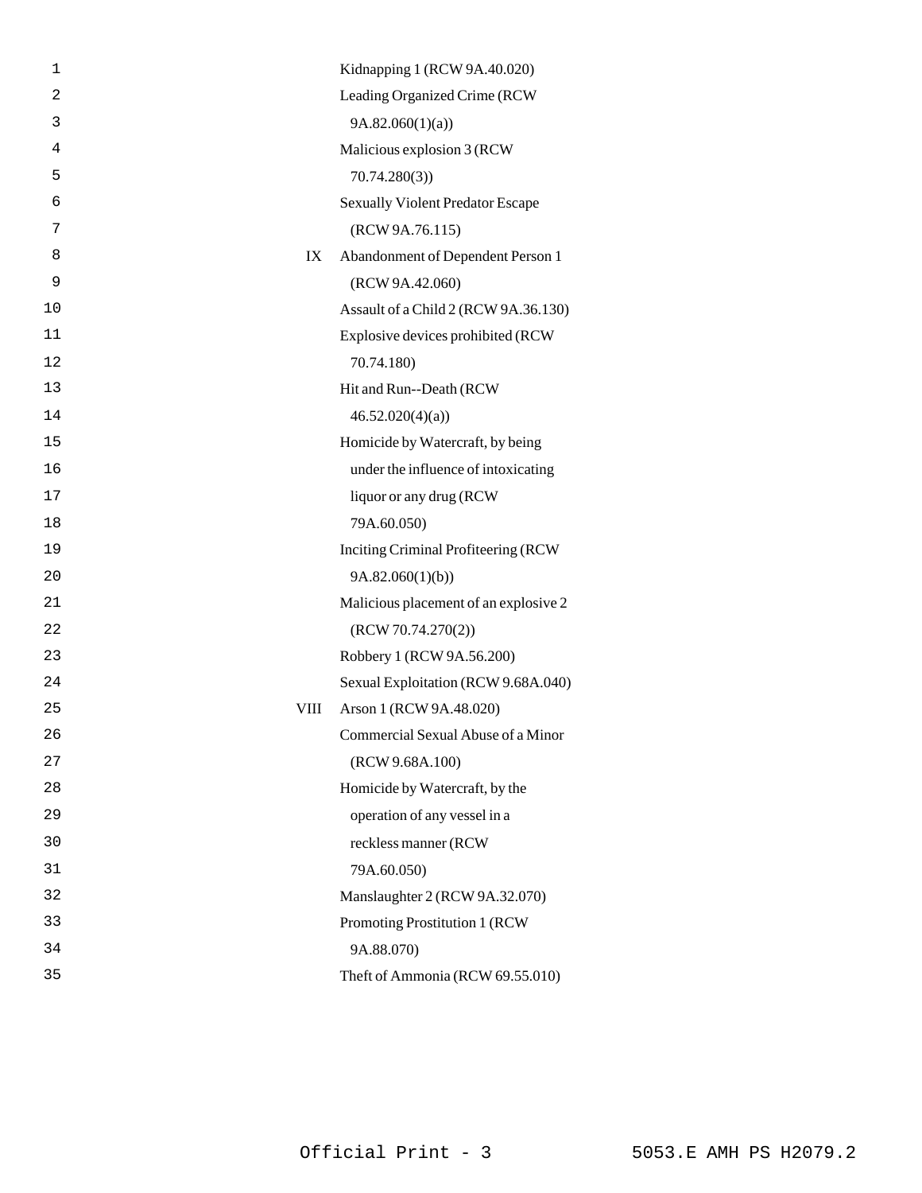| | |
|---|---|
| | Kidnapping 1 (RCW 9A.40.020) |
| | Leading Organized Crime (RCW 9A.82.060(1)(a)) |
| | Malicious explosion 3 (RCW 70.74.280(3)) |
| | Sexually Violent Predator Escape (RCW 9A.76.115) |
| IX | Abandonment of Dependent Person 1 (RCW 9A.42.060) |
| | Assault of a Child 2 (RCW 9A.36.130) |
| | Explosive devices prohibited (RCW 70.74.180) |
| | Hit and Run--Death (RCW 46.52.020(4)(a)) |
| | Homicide by Watercraft, by being under the influence of intoxicating liquor or any drug (RCW 79A.60.050) |
| | Inciting Criminal Profiteering (RCW 9A.82.060(1)(b)) |
| | Malicious placement of an explosive 2 (RCW 70.74.270(2)) |
| | Robbery 1 (RCW 9A.56.200) |
| | Sexual Exploitation (RCW 9.68A.040) |
| VIII | Arson 1 (RCW 9A.48.020) |
| | Commercial Sexual Abuse of a Minor (RCW 9.68A.100) |
| | Homicide by Watercraft, by the operation of any vessel in a reckless manner (RCW 79A.60.050) |
| | Manslaughter 2 (RCW 9A.32.070) |
| | Promoting Prostitution 1 (RCW 9A.88.070) |
| | Theft of Ammonia (RCW 69.55.010) |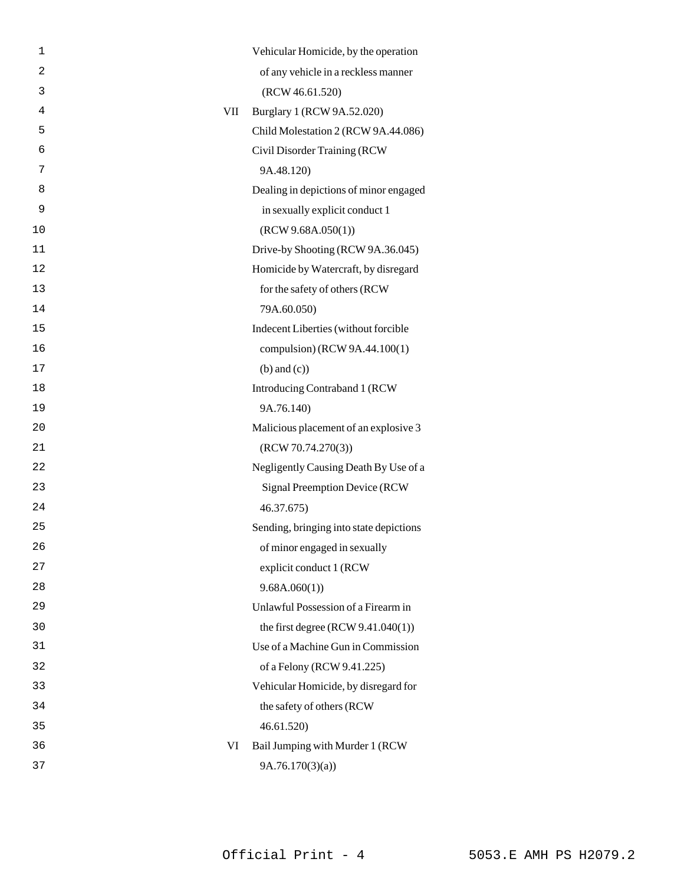| | |
|---|---|
| | Vehicular Homicide, by the operation of any vehicle in a reckless manner (RCW 46.61.520) |
| VII | Burglary 1 (RCW 9A.52.020) |
| | Child Molestation 2 (RCW 9A.44.086) |
| | Civil Disorder Training (RCW 9A.48.120) |
| | Dealing in depictions of minor engaged in sexually explicit conduct 1 (RCW 9.68A.050(1)) |
| | Drive-by Shooting (RCW 9A.36.045) |
| | Homicide by Watercraft, by disregard for the safety of others (RCW 79A.60.050) |
| | Indecent Liberties (without forcible compulsion) (RCW 9A.44.100(1) (b) and (c)) |
| | Introducing Contraband 1 (RCW 9A.76.140) |
| | Malicious placement of an explosive 3 (RCW 70.74.270(3)) |
| | Negligently Causing Death By Use of a Signal Preemption Device (RCW 46.37.675) |
| | Sending, bringing into state depictions of minor engaged in sexually explicit conduct 1 (RCW 9.68A.060(1)) |
| | Unlawful Possession of a Firearm in the first degree (RCW 9.41.040(1)) |
| | Use of a Machine Gun in Commission of a Felony (RCW 9.41.225) |
| | Vehicular Homicide, by disregard for the safety of others (RCW 46.61.520) |
| VI | Bail Jumping with Murder 1 (RCW 9A.76.170(3)(a)) |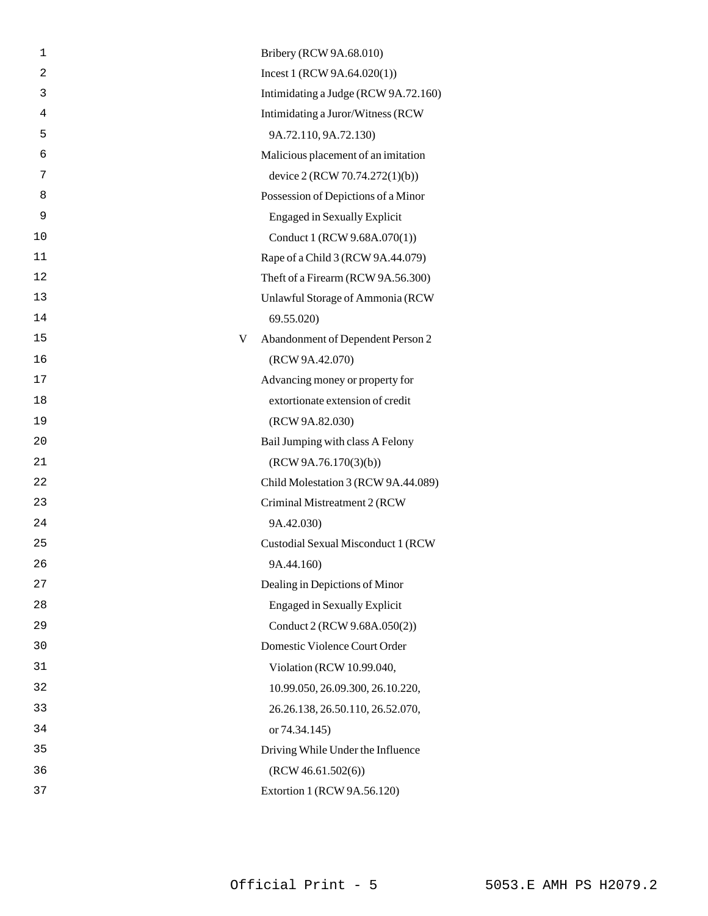| | |
|---|---|
| | Bribery (RCW 9A.68.010) |
| | Incest 1 (RCW 9A.64.020(1)) |
| | Intimidating a Judge (RCW 9A.72.160) |
| | Intimidating a Juror/Witness (RCW 9A.72.110, 9A.72.130) |
| | Malicious placement of an imitation device 2 (RCW 70.74.272(1)(b)) |
| | Possession of Depictions of a Minor Engaged in Sexually Explicit Conduct 1 (RCW 9.68A.070(1)) |
| | Rape of a Child 3 (RCW 9A.44.079) |
| | Theft of a Firearm (RCW 9A.56.300) |
| | Unlawful Storage of Ammonia (RCW 69.55.020) |
| V | Abandonment of Dependent Person 2 (RCW 9A.42.070) |
| | Advancing money or property for extortionate extension of credit (RCW 9A.82.030) |
| | Bail Jumping with class A Felony (RCW 9A.76.170(3)(b)) |
| | Child Molestation 3 (RCW 9A.44.089) |
| | Criminal Mistreatment 2 (RCW 9A.42.030) |
| | Custodial Sexual Misconduct 1 (RCW 9A.44.160) |
| | Dealing in Depictions of Minor Engaged in Sexually Explicit Conduct 2 (RCW 9.68A.050(2)) |
| | Domestic Violence Court Order Violation (RCW 10.99.040, 10.99.050, 26.09.300, 26.10.220, 26.26.138, 26.50.110, 26.52.070, or 74.34.145) |
| | Driving While Under the Influence (RCW 46.61.502(6)) |
| | Extortion 1 (RCW 9A.56.120) |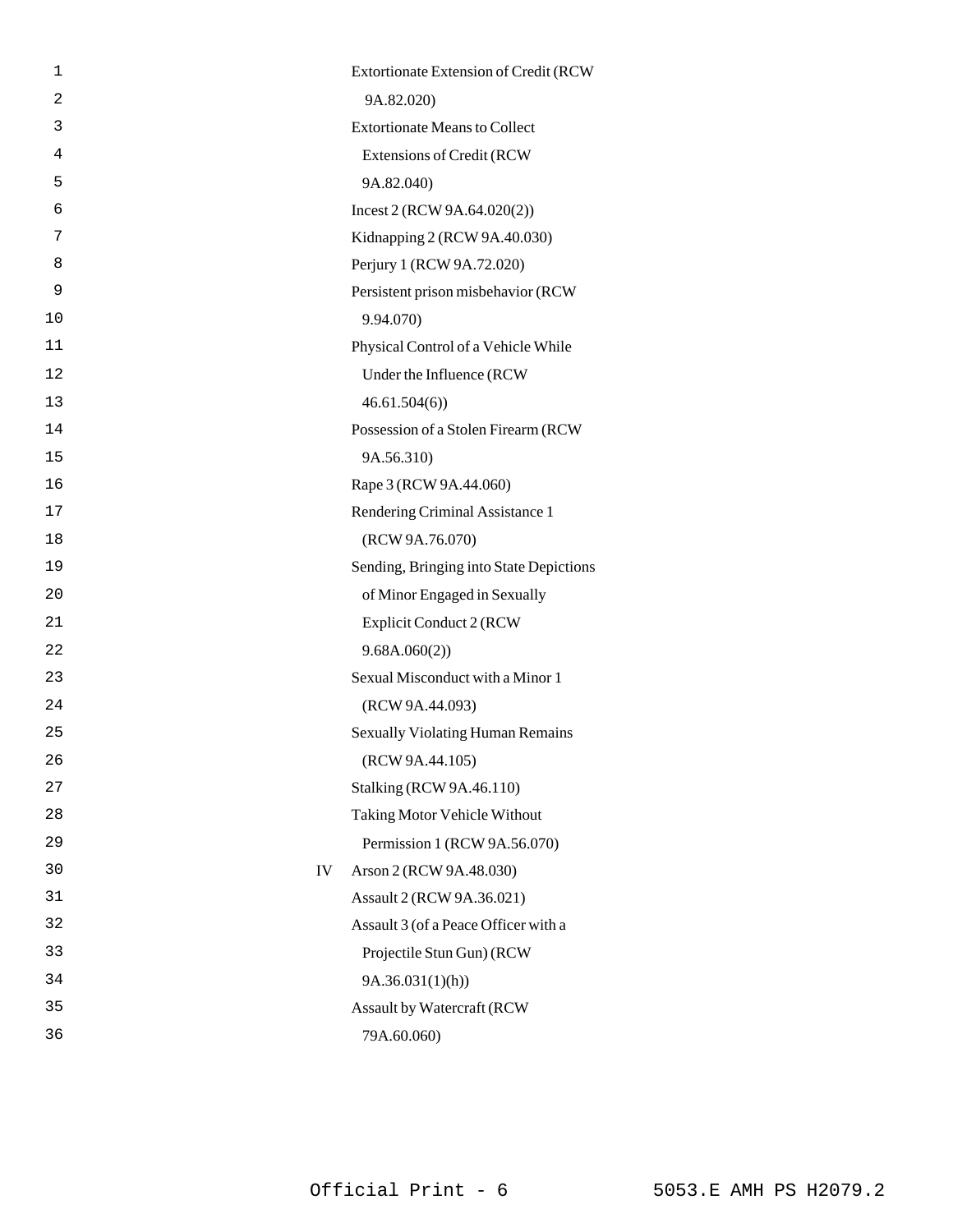| | |
|---|---|
| | Extortionate Extension of Credit (RCW 9A.82.020) |
| | Extortionate Means to Collect Extensions of Credit (RCW 9A.82.040) |
| | Incest 2 (RCW 9A.64.020(2)) |
| | Kidnapping 2 (RCW 9A.40.030) |
| | Perjury 1 (RCW 9A.72.020) |
| | Persistent prison misbehavior (RCW 9.94.070) |
| | Physical Control of a Vehicle While Under the Influence (RCW 46.61.504(6)) |
| | Possession of a Stolen Firearm (RCW 9A.56.310) |
| | Rape 3 (RCW 9A.44.060) |
| | Rendering Criminal Assistance 1 (RCW 9A.76.070) |
| | Sending, Bringing into State Depictions of Minor Engaged in Sexually Explicit Conduct 2 (RCW 9.68A.060(2)) |
| | Sexual Misconduct with a Minor 1 (RCW 9A.44.093) |
| | Sexually Violating Human Remains (RCW 9A.44.105) |
| | Stalking (RCW 9A.46.110) |
| | Taking Motor Vehicle Without Permission 1 (RCW 9A.56.070) |
| IV | Arson 2 (RCW 9A.48.030) |
| | Assault 2 (RCW 9A.36.021) |
| | Assault 3 (of a Peace Officer with a Projectile Stun Gun) (RCW 9A.36.031(1)(h)) |
| | Assault by Watercraft (RCW 79A.60.060) |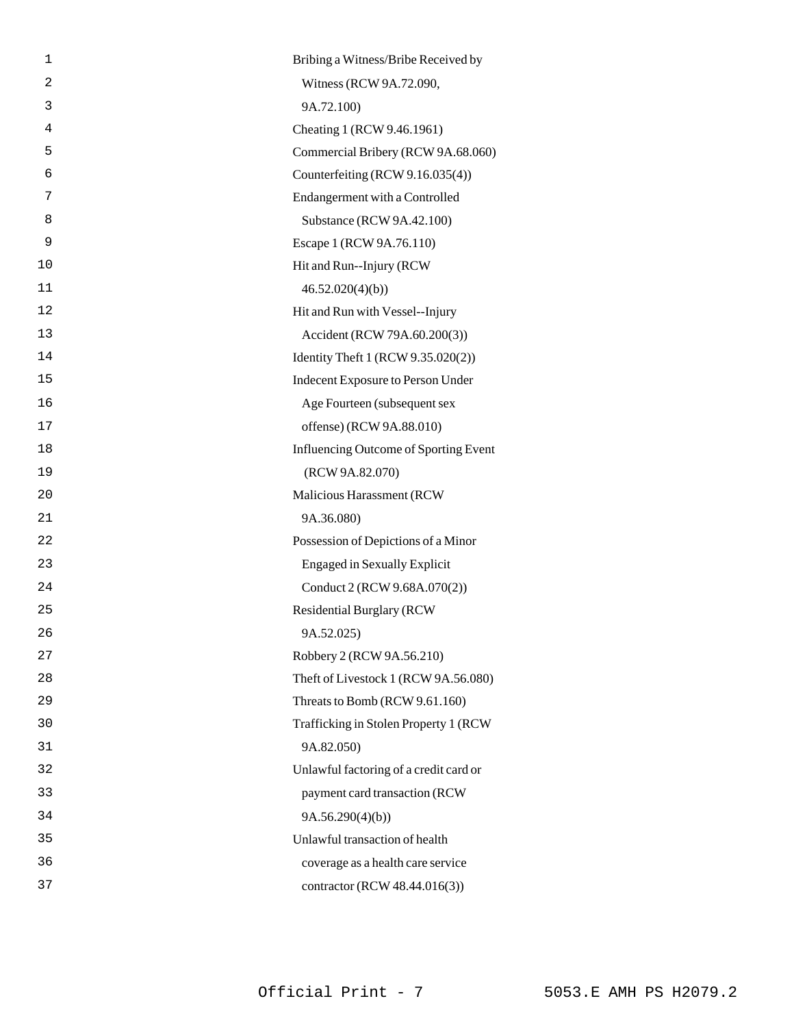Bribing a Witness/Bribe Received by Witness (RCW 9A.72.090, 9A.72.100)

Cheating 1 (RCW 9.46.1961)

Commercial Bribery (RCW 9A.68.060)

Counterfeiting (RCW 9.16.035(4))

Endangerment with a Controlled Substance (RCW 9A.42.100)

Escape 1 (RCW 9A.76.110)

Hit and Run--Injury (RCW 46.52.020(4)(b))

Hit and Run with Vessel--Injury Accident (RCW 79A.60.200(3))

Identity Theft 1 (RCW 9.35.020(2))

Indecent Exposure to Person Under Age Fourteen (subsequent sex offense) (RCW 9A.88.010)

Influencing Outcome of Sporting Event (RCW 9A.82.070)

Malicious Harassment (RCW 9A.36.080)

Possession of Depictions of a Minor Engaged in Sexually Explicit Conduct 2 (RCW 9.68A.070(2))

Residential Burglary (RCW 9A.52.025)

Robbery 2 (RCW 9A.56.210)

Theft of Livestock 1 (RCW 9A.56.080)

Threats to Bomb (RCW 9.61.160)

Trafficking in Stolen Property 1 (RCW 9A.82.050)

Unlawful factoring of a credit card or payment card transaction (RCW 9A.56.290(4)(b))

Unlawful transaction of health coverage as a health care service contractor (RCW 48.44.016(3))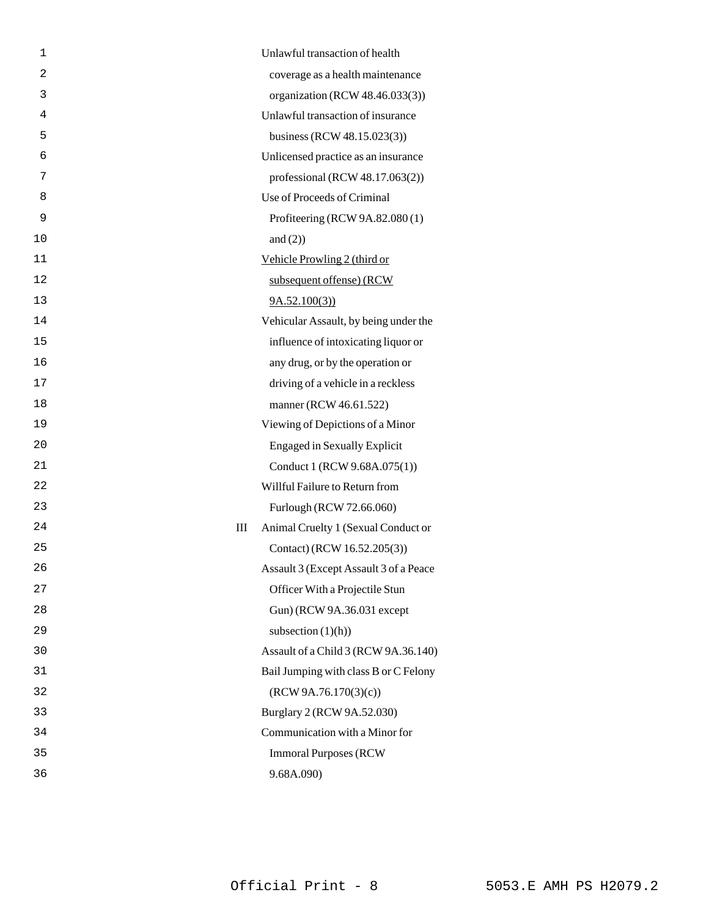| | |
|---|---|
| | Unlawful transaction of health coverage as a health maintenance organization (RCW 48.46.033(3)) |
| | Unlawful transaction of insurance business (RCW 48.15.023(3)) |
| | Unlicensed practice as an insurance professional (RCW 48.17.063(2)) |
| | Use of Proceeds of Criminal Profiteering (RCW 9A.82.080 (1) and (2)) |
| | <u>Vehicle Prowling 2 (third or subsequent offense) (RCW 9A.52.100(3))</u> |
| | Vehicular Assault, by being under the influence of intoxicating liquor or any drug, or by the operation or driving of a vehicle in a reckless manner (RCW 46.61.522) |
| | Viewing of Depictions of a Minor Engaged in Sexually Explicit Conduct 1 (RCW 9.68A.075(1)) |
| | Willful Failure to Return from Furlough (RCW 72.66.060) |
| III | Animal Cruelty 1 (Sexual Conduct or Contact) (RCW 16.52.205(3)) |
| | Assault 3 (Except Assault 3 of a Peace Officer With a Projectile Stun Gun) (RCW 9A.36.031 except subsection (1)(h)) |
| | Assault of a Child 3 (RCW 9A.36.140) |
| | Bail Jumping with class B or C Felony (RCW 9A.76.170(3)(c)) |
| | Burglary 2 (RCW 9A.52.030) |
| | Communication with a Minor for Immoral Purposes (RCW 9.68A.090) |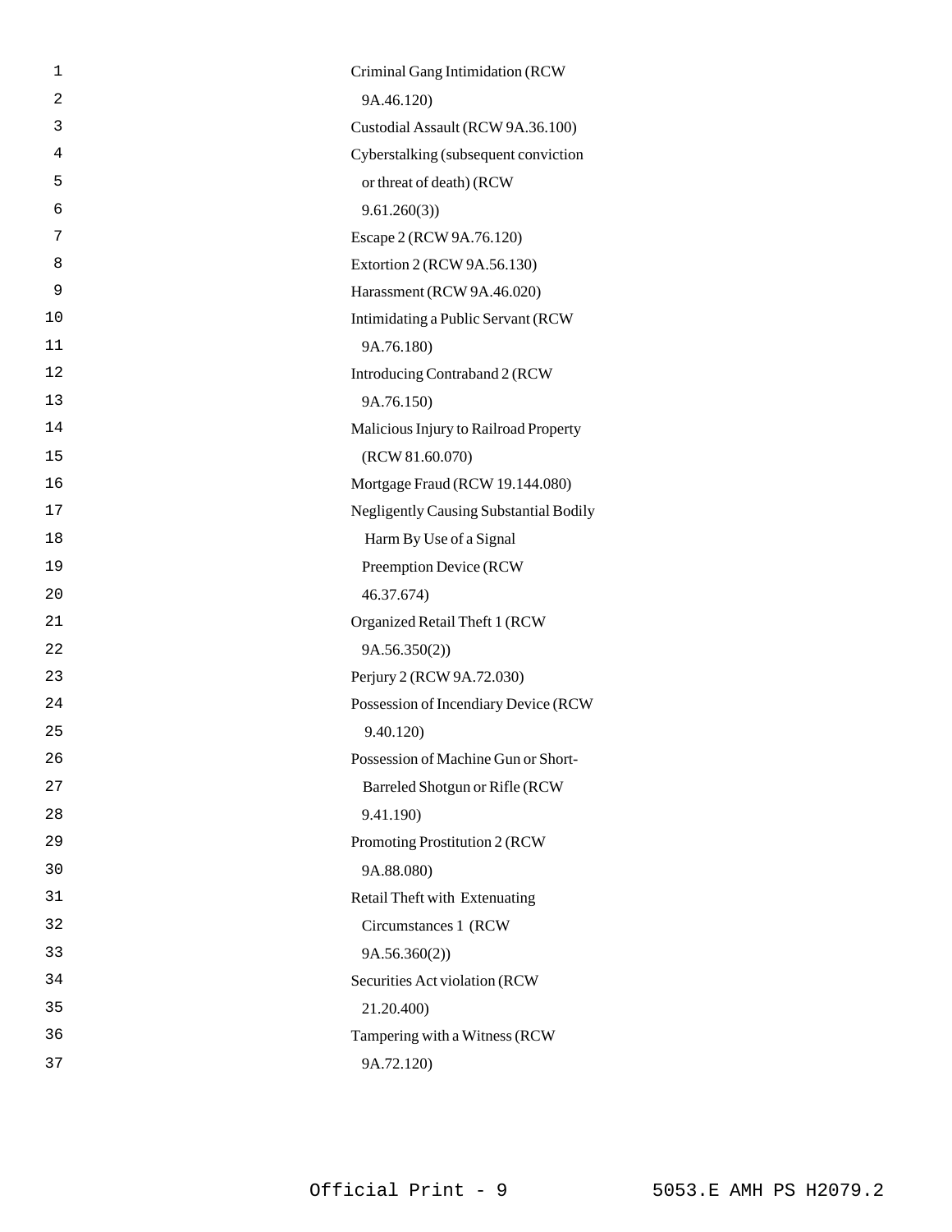Criminal Gang Intimidation (RCW 9A.46.120)

Custodial Assault (RCW 9A.36.100)

Cyberstalking (subsequent conviction or threat of death) (RCW 9.61.260(3))

Escape 2 (RCW 9A.76.120)

Extortion 2 (RCW 9A.56.130)

Harassment (RCW 9A.46.020)

Intimidating a Public Servant (RCW 9A.76.180)

Introducing Contraband 2 (RCW 9A.76.150)

Malicious Injury to Railroad Property (RCW 81.60.070)

Mortgage Fraud (RCW 19.144.080)

Negligently Causing Substantial Bodily Harm By Use of a Signal Preemption Device (RCW 46.37.674)

Organized Retail Theft 1 (RCW 9A.56.350(2))

Perjury 2 (RCW 9A.72.030)

Possession of Incendiary Device (RCW 9.40.120)

Possession of Machine Gun or Short-Barreled Shotgun or Rifle (RCW 9.41.190)

Promoting Prostitution 2 (RCW 9A.88.080)

Retail Theft with Extenuating Circumstances 1 (RCW 9A.56.360(2))

Securities Act violation (RCW 21.20.400)

Tampering with a Witness (RCW 9A.72.120)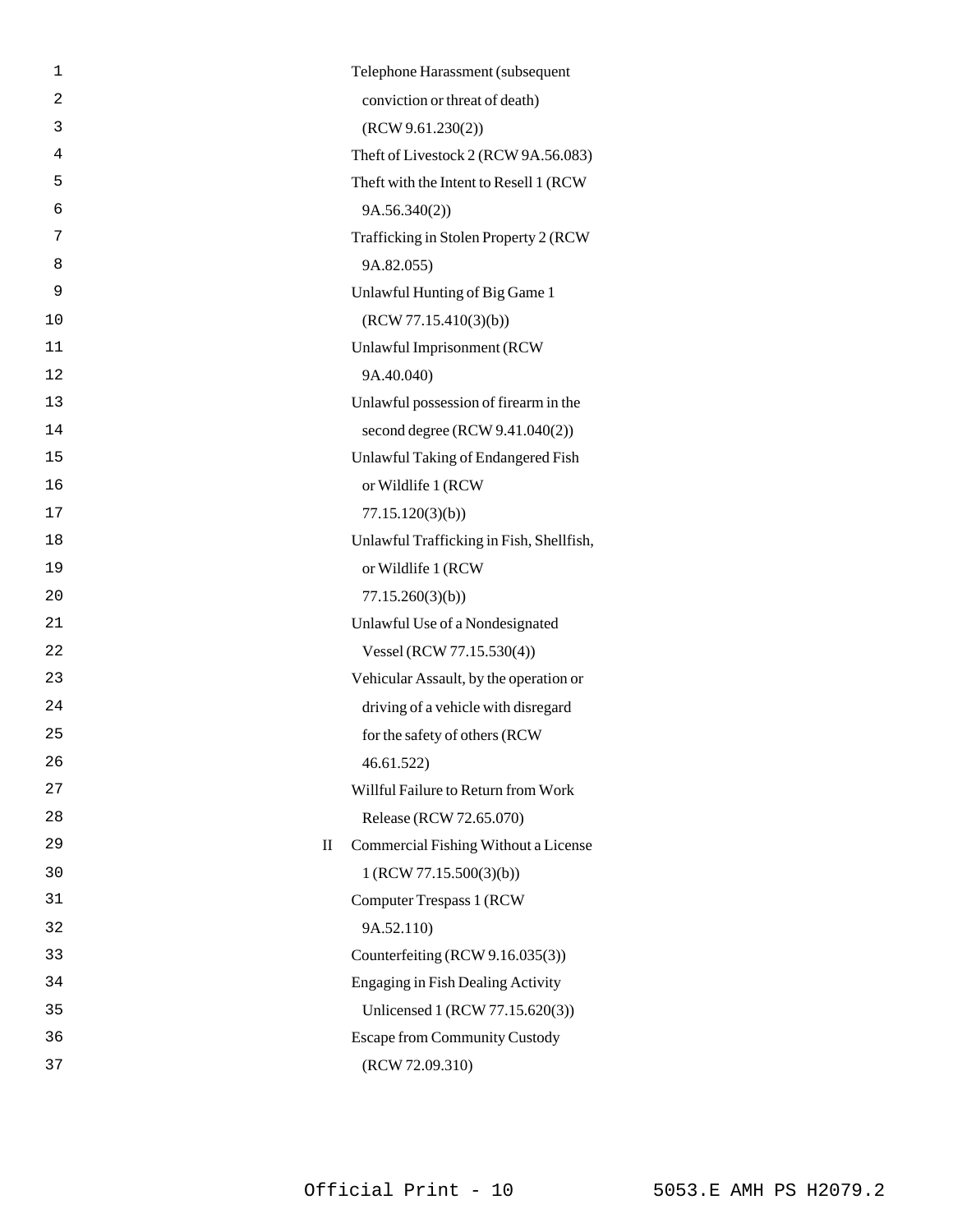Telephone Harassment (subsequent conviction or threat of death) (RCW 9.61.230(2))

Theft of Livestock 2 (RCW 9A.56.083)

Theft with the Intent to Resell 1 (RCW 9A.56.340(2))

Trafficking in Stolen Property 2 (RCW 9A.82.055)

Unlawful Hunting of Big Game 1 (RCW 77.15.410(3)(b))

Unlawful Imprisonment (RCW 9A.40.040)

Unlawful possession of firearm in the second degree (RCW 9.41.040(2))

Unlawful Taking of Endangered Fish or Wildlife 1 (RCW 77.15.120(3)(b))

Unlawful Trafficking in Fish, Shellfish, or Wildlife 1 (RCW 77.15.260(3)(b))

Unlawful Use of a Nondesignated Vessel (RCW 77.15.530(4))

Vehicular Assault, by the operation or driving of a vehicle with disregard for the safety of others (RCW 46.61.522)

Willful Failure to Return from Work Release (RCW 72.65.070)

II Commercial Fishing Without a License 1 (RCW 77.15.500(3)(b))

Computer Trespass 1 (RCW 9A.52.110)

Counterfeiting (RCW 9.16.035(3))

Engaging in Fish Dealing Activity Unlicensed 1 (RCW 77.15.620(3))

Escape from Community Custody (RCW 72.09.310)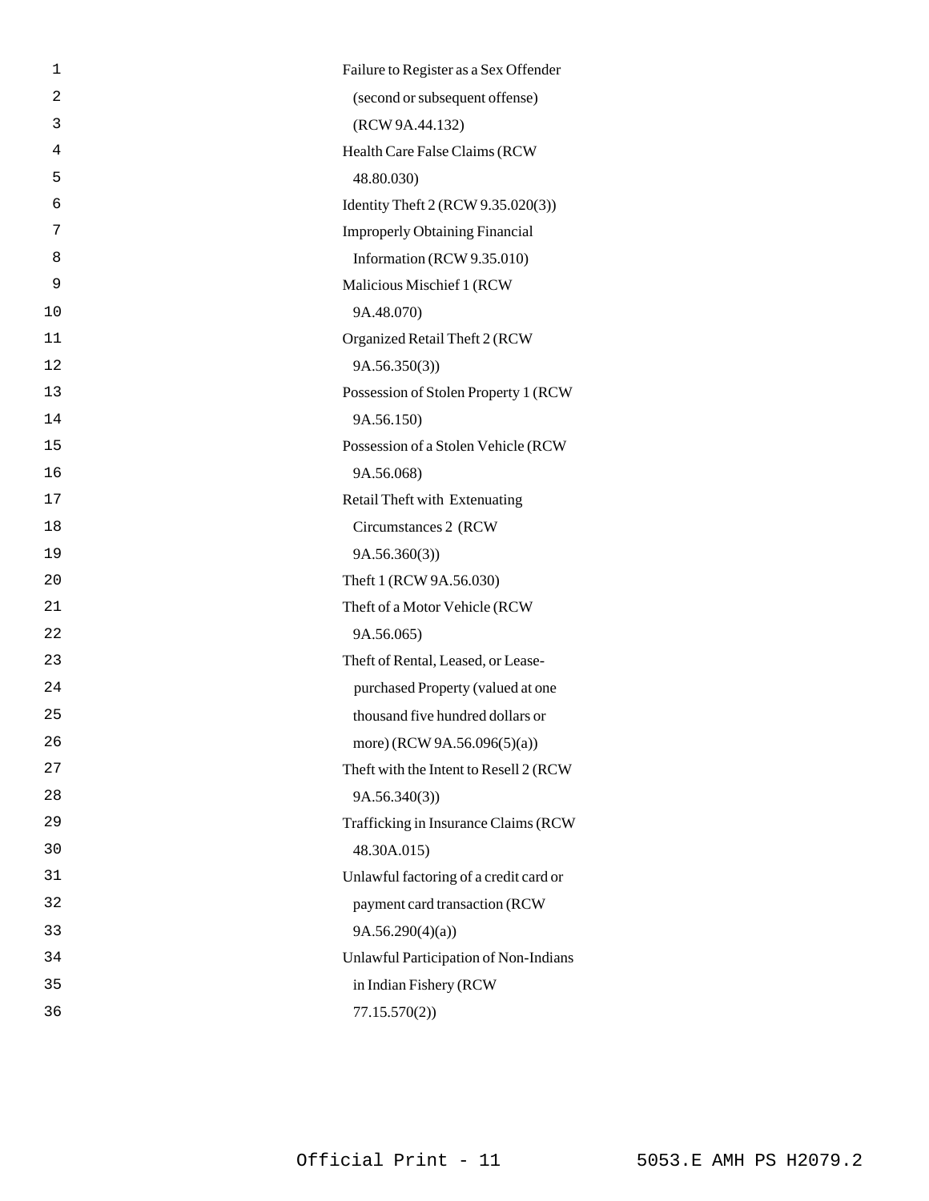Failure to Register as a Sex Offender (second or subsequent offense) (RCW 9A.44.132)

Health Care False Claims (RCW 48.80.030)

Identity Theft 2 (RCW 9.35.020(3))

Improperly Obtaining Financial Information (RCW 9.35.010)

Malicious Mischief 1 (RCW 9A.48.070)

Organized Retail Theft 2 (RCW 9A.56.350(3))

Possession of Stolen Property 1 (RCW 9A.56.150)

Possession of a Stolen Vehicle (RCW 9A.56.068)

Retail Theft with Extenuating Circumstances 2 (RCW 9A.56.360(3))

Theft 1 (RCW 9A.56.030)

Theft of a Motor Vehicle (RCW 9A.56.065)

Theft of Rental, Leased, or Lease-purchased Property (valued at one thousand five hundred dollars or more) (RCW 9A.56.096(5)(a))

Theft with the Intent to Resell 2 (RCW 9A.56.340(3))

Trafficking in Insurance Claims (RCW 48.30A.015)

Unlawful factoring of a credit card or payment card transaction (RCW 9A.56.290(4)(a))

Unlawful Participation of Non-Indians in Indian Fishery (RCW 77.15.570(2))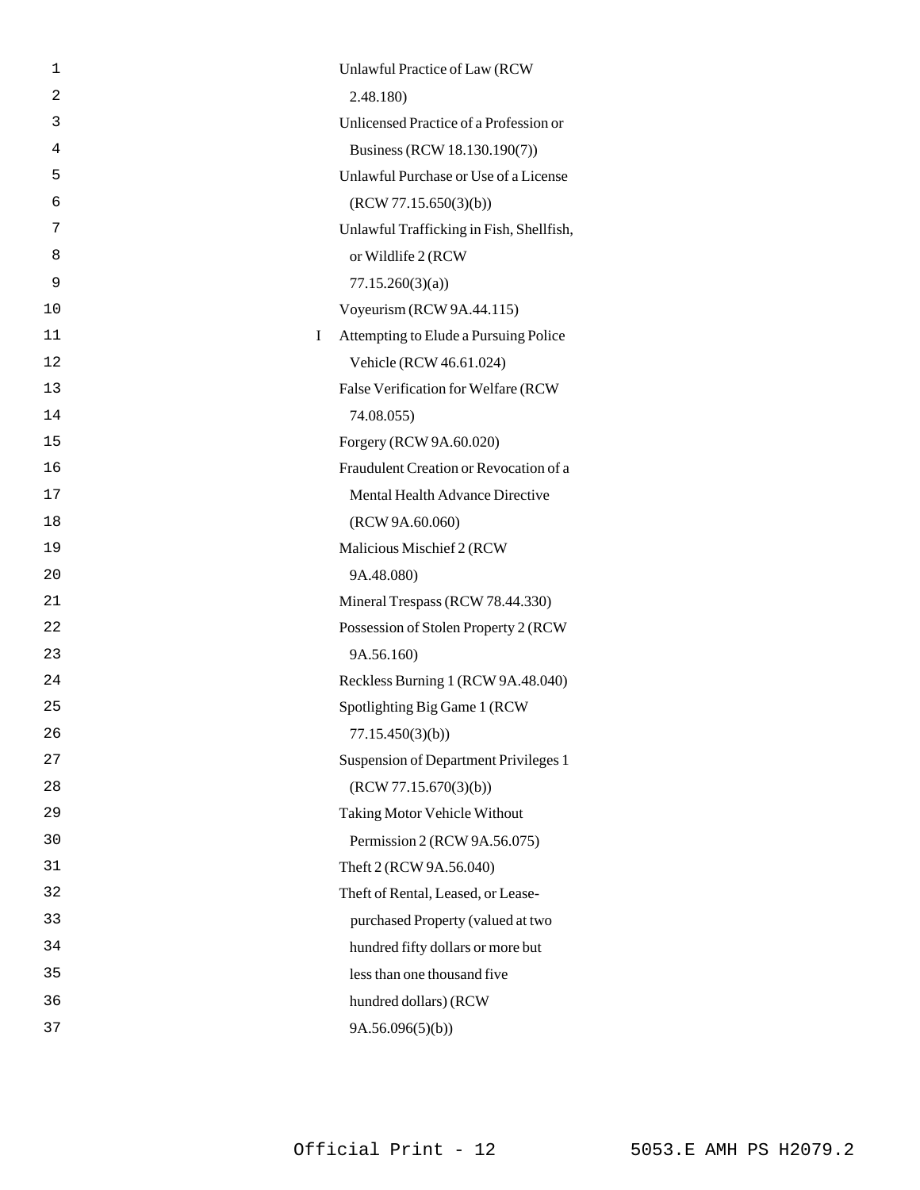Unlawful Practice of Law (RCW 2.48.180)

Unlicensed Practice of a Profession or Business (RCW 18.130.190(7))

Unlawful Purchase or Use of a License (RCW 77.15.650(3)(b))

Unlawful Trafficking in Fish, Shellfish, or Wildlife 2 (RCW 77.15.260(3)(a))

Voyeurism (RCW 9A.44.115)

I Attempting to Elude a Pursuing Police Vehicle (RCW 46.61.024)

False Verification for Welfare (RCW 74.08.055)

Forgery (RCW 9A.60.020)

Fraudulent Creation or Revocation of a Mental Health Advance Directive (RCW 9A.60.060)

Malicious Mischief 2 (RCW 9A.48.080)

Mineral Trespass (RCW 78.44.330)

Possession of Stolen Property 2 (RCW 9A.56.160)

Reckless Burning 1 (RCW 9A.48.040)

Spotlighting Big Game 1 (RCW 77.15.450(3)(b))

Suspension of Department Privileges 1 (RCW 77.15.670(3)(b))

Taking Motor Vehicle Without Permission 2 (RCW 9A.56.075)

Theft 2 (RCW 9A.56.040)

Theft of Rental, Leased, or Lease-purchased Property (valued at two hundred fifty dollars or more but less than one thousand five hundred dollars) (RCW 9A.56.096(5)(b))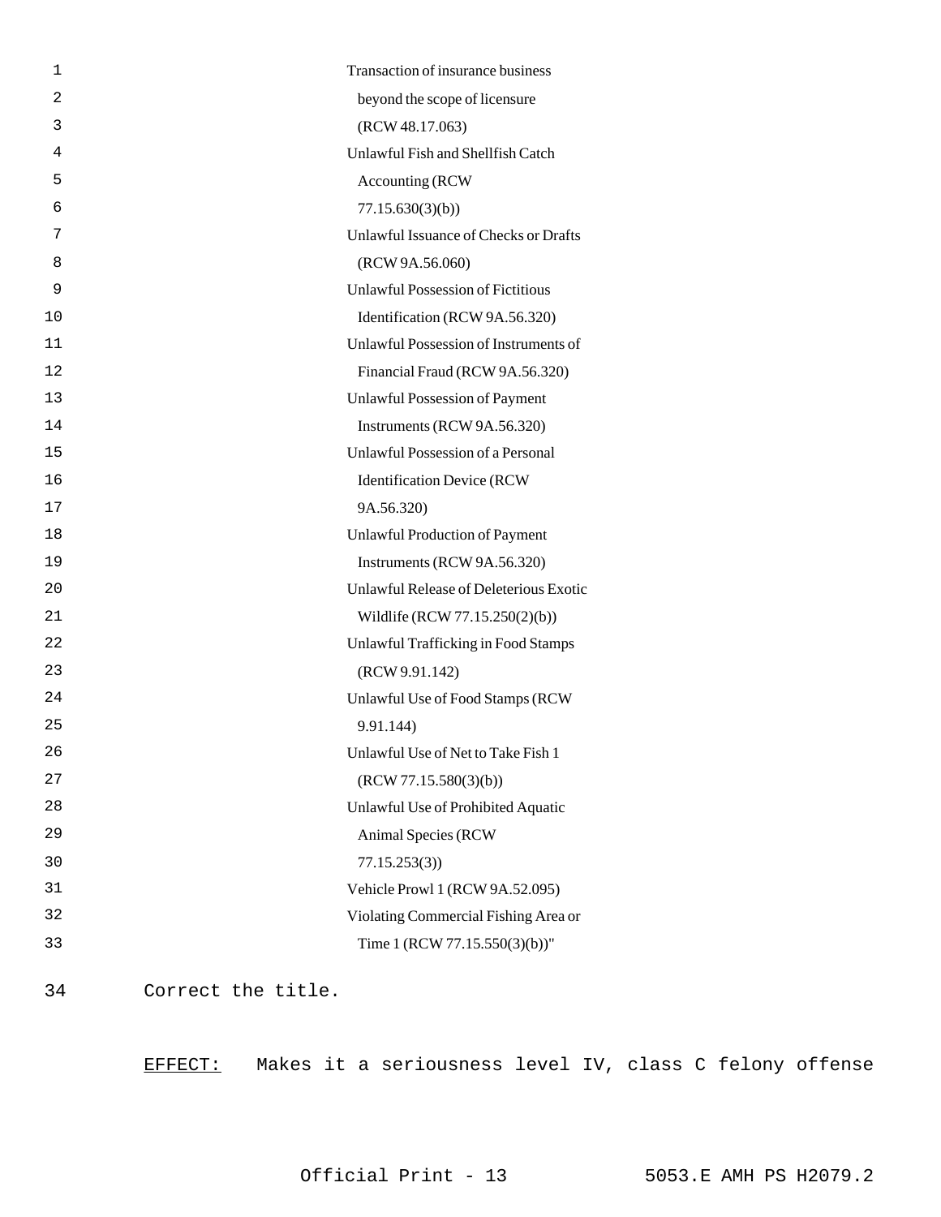Transaction of insurance business beyond the scope of licensure (RCW 48.17.063)

Unlawful Fish and Shellfish Catch Accounting (RCW 77.15.630(3)(b))

Unlawful Issuance of Checks or Drafts (RCW 9A.56.060)

Unlawful Possession of Fictitious Identification (RCW 9A.56.320)

Unlawful Possession of Instruments of Financial Fraud (RCW 9A.56.320)

Unlawful Possession of Payment Instruments (RCW 9A.56.320)

Unlawful Possession of a Personal Identification Device (RCW 9A.56.320)

Unlawful Production of Payment Instruments (RCW 9A.56.320)

Unlawful Release of Deleterious Exotic Wildlife (RCW 77.15.250(2)(b))

Unlawful Trafficking in Food Stamps (RCW 9.91.142)

Unlawful Use of Food Stamps (RCW 9.91.144)

Unlawful Use of Net to Take Fish 1 (RCW 77.15.580(3)(b))

Unlawful Use of Prohibited Aquatic Animal Species (RCW 77.15.253(3))

Vehicle Prowl 1 (RCW 9A.52.095)

Violating Commercial Fishing Area or Time 1 (RCW 77.15.550(3)(b))"

Correct the title.

EFFECT: Makes it a seriousness level IV, class C felony offense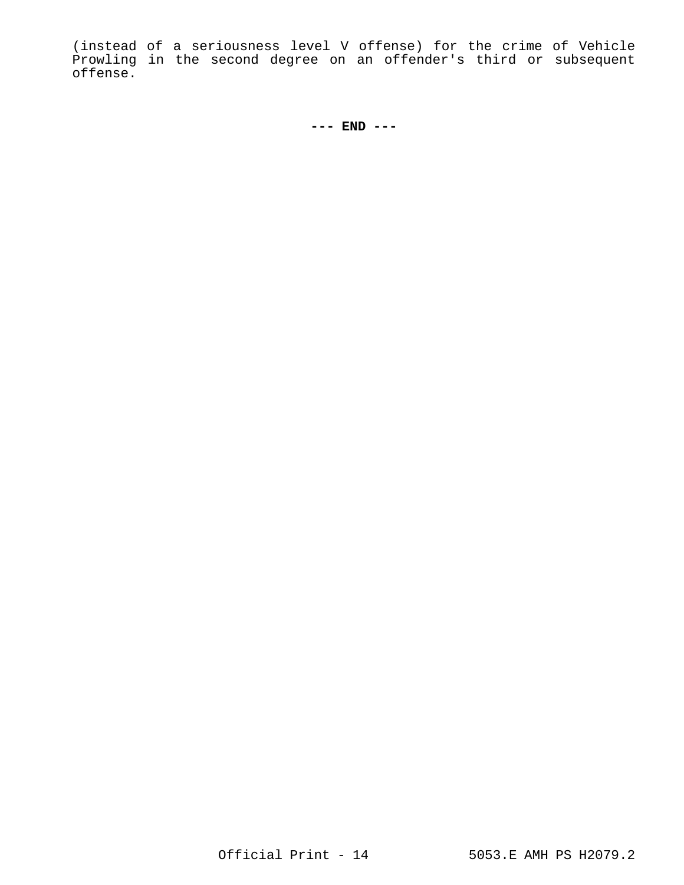(instead of a seriousness level V offense) for the crime of Vehicle Prowling in the second degree on an offender's third or subsequent offense.

**--- END ---**